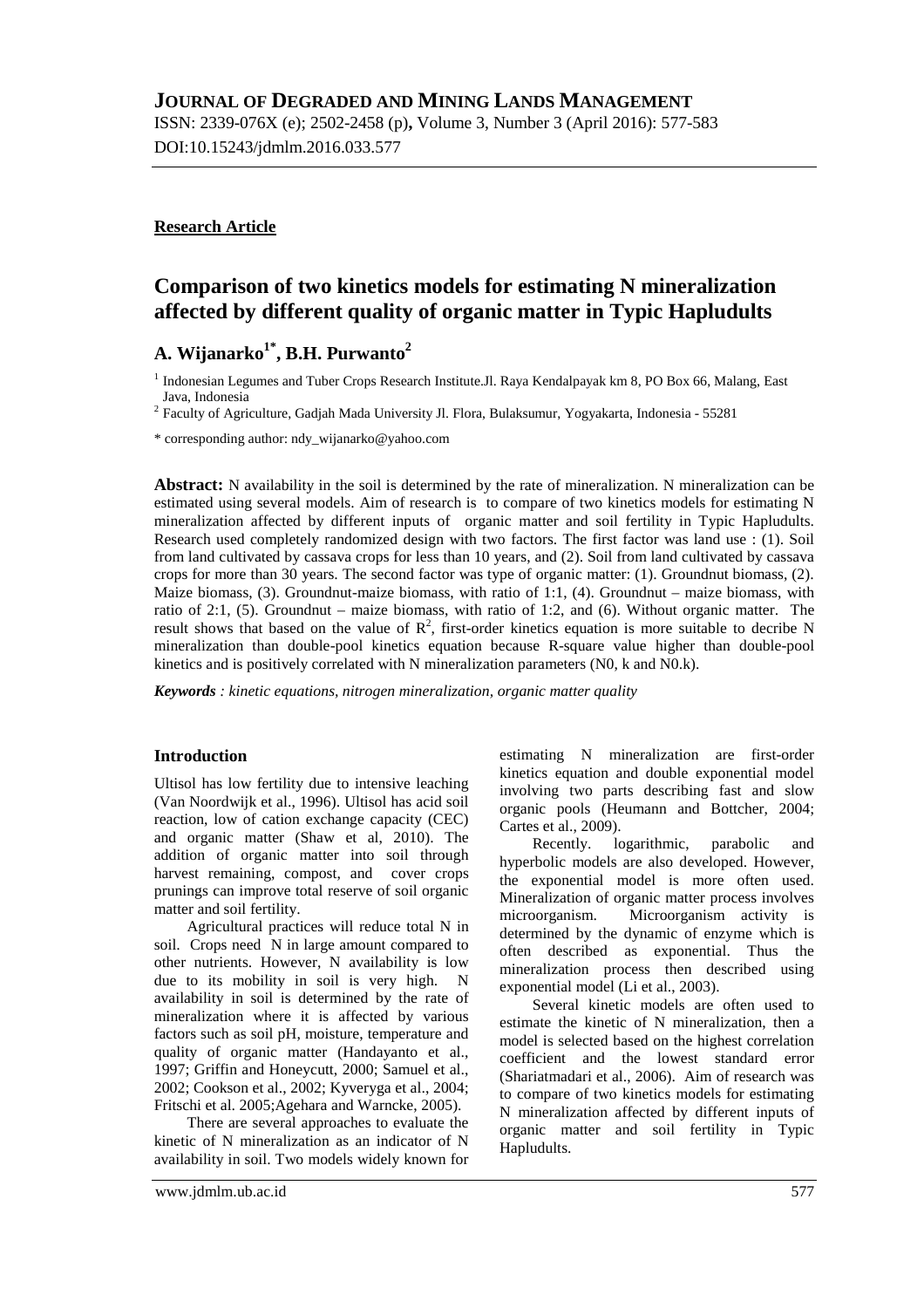# JOURNAL OF DEGRADED AND MINING LANDS MANAGEMENT

ISSN: 2339-076X (e); 2502-2458 (p), Volume 3, Number 3 (April 2016): 577-583
DOI:10.15243/jdmlm.2016.033.577

**Research Article**

## Comparison of two kinetics models for estimating N mineralization affected by different quality of organic matter in Typic Hapludults

**A. Wijanarko[1*], B.H. Purwanto[2]**

[1] Indonesian Legumes and Tuber Crops Research Institute.Jl. Raya Kendalpayak km 8, PO Box 66, Malang, East Java, Indonesia
[2] Faculty of Agriculture, Gadjah Mada University Jl. Flora, Bulaksumur, Yogyakarta, Indonesia - 55281

\* corresponding author: ndy_wijanarko@yahoo.com

**Abstract:** N availability in the soil is determined by the rate of mineralization. N mineralization can be estimated using several models. Aim of research is to compare of two kinetics models for estimating N mineralization affected by different inputs of organic matter and soil fertility in Typic Hapludults. Research used completely randomized design with two factors. The first factor was land use : (1). Soil from land cultivated by cassava crops for less than 10 years, and (2). Soil from land cultivated by cassava crops for more than 30 years. The second factor was type of organic matter: (1). Groundnut biomass, (2). Maize biomass, (3). Groundnut-maize biomass, with ratio of 1:1, (4). Groundnut – maize biomass, with ratio of 2:1, (5). Groundnut – maize biomass, with ratio of 1:2, and (6). Without organic matter. The result shows that based on the value of $R^2$, first-order kinetics equation is more suitable to decribe N mineralization than double-pool kinetics equation because R-square value higher than double-pool kinetics and is positively correlated with N mineralization parameters (N0, k and N0.k).

***Keywords** : kinetic equations, nitrogen mineralization, organic matter quality*

### Introduction

Ultisol has low fertility due to intensive leaching (Van Noordwijk et al., 1996). Ultisol has acid soil reaction, low of cation exchange capacity (CEC) and organic matter (Shaw et al, 2010). The addition of organic matter into soil through harvest remaining, compost, and cover crops prunings can improve total reserve of soil organic matter and soil fertility.

Agricultural practices will reduce total N in soil. Crops need N in large amount compared to other nutrients. However, N availability is low due to its mobility in soil is very high. N availability in soil is determined by the rate of mineralization where it is affected by various factors such as soil pH, moisture, temperature and quality of organic matter (Handayanto et al., 1997; Griffin and Honeycutt, 2000; Samuel et al., 2002; Cookson et al., 2002; Kyveryga et al., 2004; Fritschi et al. 2005;Agehara and Warncke, 2005).

There are several approaches to evaluate the kinetic of N mineralization as an indicator of N availability in soil. Two models widely known for estimating N mineralization are first-order kinetics equation and double exponential model involving two parts describing fast and slow organic pools (Heumann and Bottcher, 2004; Cartes et al., 2009).

Recently. logarithmic, parabolic and hyperbolic models are also developed. However, the exponential model is more often used. Mineralization of organic matter process involves microorganism. Microorganism activity is determined by the dynamic of enzyme which is often described as exponential. Thus the mineralization process then described using exponential model (Li et al., 2003).

Several kinetic models are often used to estimate the kinetic of N mineralization, then a model is selected based on the highest correlation coefficient and the lowest standard error (Shariatmadari et al., 2006). Aim of research was to compare of two kinetics models for estimating N mineralization affected by different inputs of organic matter and soil fertility in Typic Hapludults.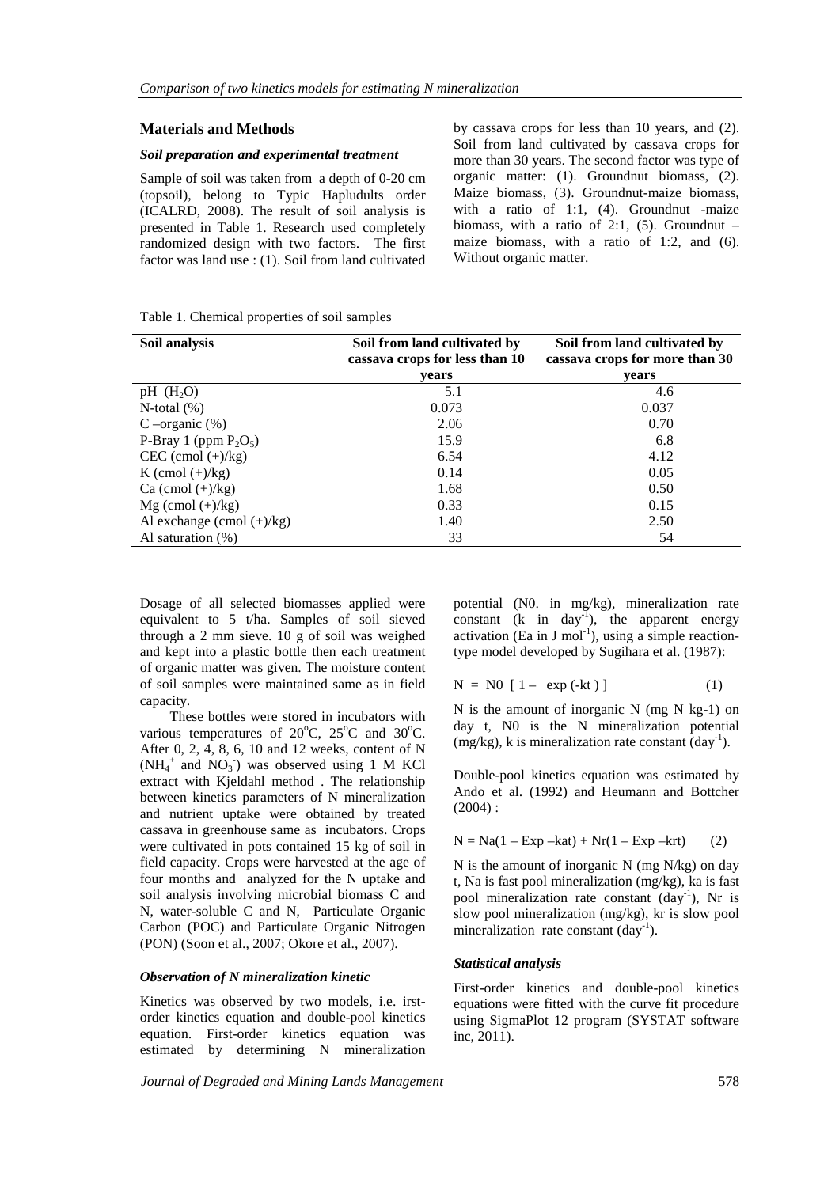## Materials and Methods

### *Soil preparation and experimental treatment*

Sample of soil was taken from a depth of 0-20 cm (topsoil), belong to Typic Hapludults order (ICALRD, 2008). The result of soil analysis is presented in Table 1. Research used completely randomized design with two factors. The first factor was land use : (1). Soil from land cultivated by cassava crops for less than 10 years, and (2). Soil from land cultivated by cassava crops for more than 30 years. The second factor was type of organic matter: (1). Groundnut biomass, (2). Maize biomass, (3). Groundnut-maize biomass, with a ratio of 1:1, (4). Groundnut -maize biomass, with a ratio of 2:1, (5). Groundnut – maize biomass, with a ratio of 1:2, and (6). Without organic matter.

Table 1. Chemical properties of soil samples

| Soil analysis | Soil from land cultivated by cassava crops for less than 10 years | Soil from land cultivated by cassava crops for more than 30 years |
|---|---|---|
| pH ($H_2O$) | 5.1 | 4.6 |
| N-total (%) | 0.073 | 0.037 |
| C –organic (%) | 2.06 | 0.70 |
| P-Bray 1 (ppm $P_2O_5$) | 15.9 | 6.8 |
| CEC (cmol (+)/kg) | 6.54 | 4.12 |
| K (cmol (+)/kg) | 0.14 | 0.05 |
| Ca (cmol (+)/kg) | 1.68 | 0.50 |
| Mg (cmol (+)/kg) | 0.33 | 0.15 |
| Al exchange (cmol (+)/kg) | 1.40 | 2.50 |
| Al saturation (%) | 33 | 54 |

Dosage of all selected biomasses applied were equivalent to 5 t/ha. Samples of soil sieved through a 2 mm sieve. 10 g of soil was weighed and kept into a plastic bottle then each treatment of organic matter was given. The moisture content of soil samples were maintained same as in field capacity.

These bottles were stored in incubators with various temperatures of 20°C, 25°C and 30°C. After 0, 2, 4, 8, 6, 10 and 12 weeks, content of N ($NH_4^+$ and $NO_3^-$) was observed using 1 M KCl extract with Kjeldahl method . The relationship between kinetics parameters of N mineralization and nutrient uptake were obtained by treated cassava in greenhouse same as incubators. Crops were cultivated in pots contained 15 kg of soil in field capacity. Crops were harvested at the age of four months and analyzed for the N uptake and soil analysis involving microbial biomass C and N, water-soluble C and N, Particulate Organic Carbon (POC) and Particulate Organic Nitrogen (PON) (Soon et al., 2007; Okore et al., 2007).

### *Observation of N mineralization kinetic*

Kinetics was observed by two models, i.e. irst-order kinetics equation and double-pool kinetics equation. First-order kinetics equation was estimated by determining N mineralization potential (N0. in mg/kg), mineralization rate constant (k in $day^{-1}$), the apparent energy activation (Ea in J $mol^{-1}$), using a simple reaction-type model developed by Sugihara et al. (1987):

$$N = N0 \; [\, 1 - \exp(-kt) \,] \qquad (1)$$

N is the amount of inorganic N (mg N kg-1) on day t, N0 is the N mineralization potential (mg/kg), k is mineralization rate constant ($day^{-1}$).

Double-pool kinetics equation was estimated by Ando et al. (1992) and Heumann and Bottcher (2004) :

$$N = Na(1 - \mathrm{Exp} -kat) + Nr(1 - \mathrm{Exp} -krt) \qquad (2)$$

N is the amount of inorganic N (mg N/kg) on day t, Na is fast pool mineralization (mg/kg), ka is fast pool mineralization rate constant ($day^{-1}$), Nr is slow pool mineralization (mg/kg), kr is slow pool mineralization rate constant ($day^{-1}$).

### *Statistical analysis*

First-order kinetics and double-pool kinetics equations were fitted with the curve fit procedure using SigmaPlot 12 program (SYSTAT software inc, 2011).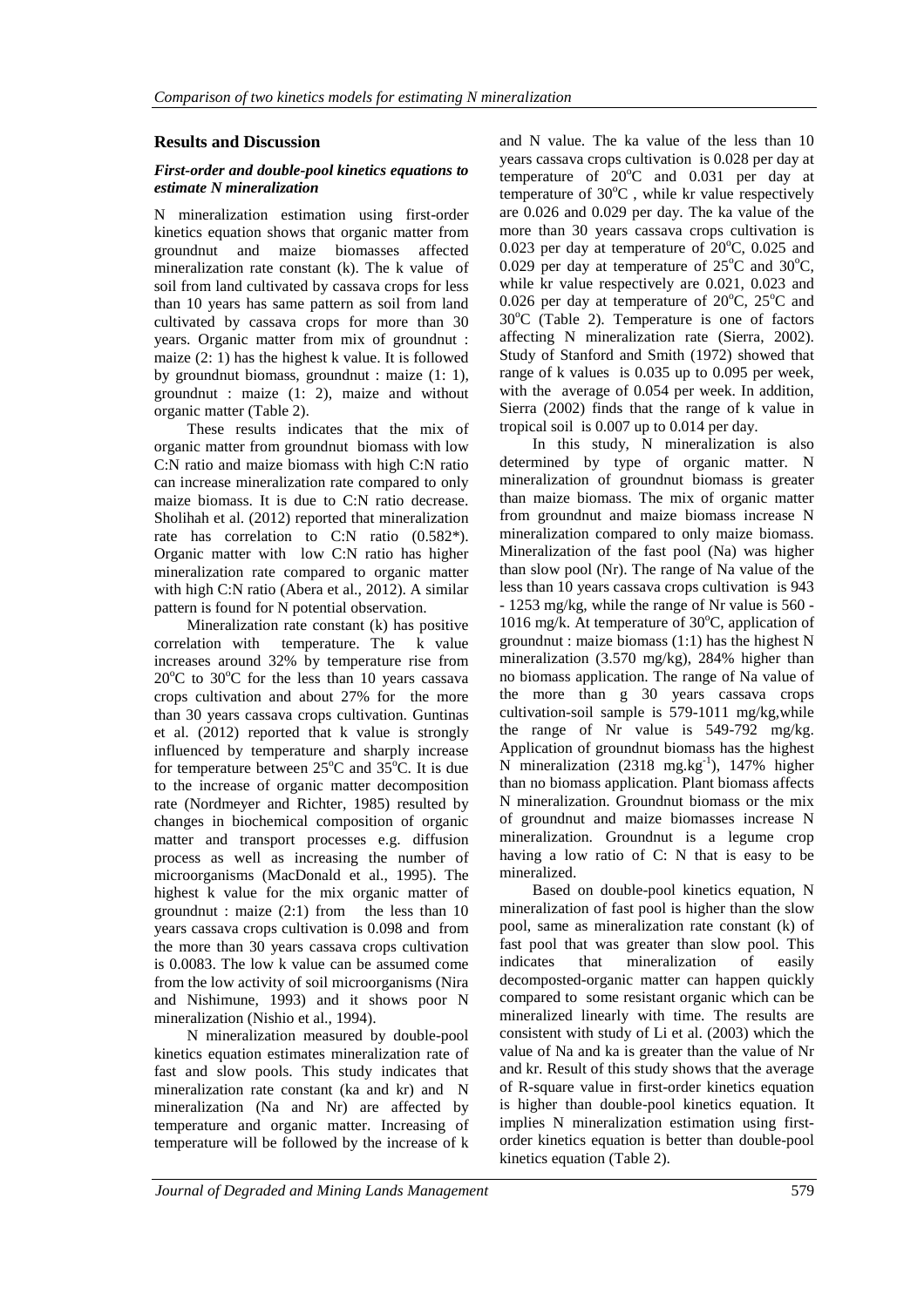## Results and Discussion

### *First-order and double-pool kinetics equations to estimate N mineralization*

N mineralization estimation using first-order kinetics equation shows that organic matter from groundnut and maize biomasses affected mineralization rate constant (k). The k value of soil from land cultivated by cassava crops for less than 10 years has same pattern as soil from land cultivated by cassava crops for more than 30 years. Organic matter from mix of groundnut : maize (2: 1) has the highest k value. It is followed by groundnut biomass, groundnut : maize (1: 1), groundnut : maize (1: 2), maize and without organic matter (Table 2).

These results indicates that the mix of organic matter from groundnut biomass with low C:N ratio and maize biomass with high C:N ratio can increase mineralization rate compared to only maize biomass. It is due to C:N ratio decrease. Sholihah et al. (2012) reported that mineralization rate has correlation to C:N ratio (0.582*). Organic matter with low C:N ratio has higher mineralization rate compared to organic matter with high C:N ratio (Abera et al., 2012). A similar pattern is found for N potential observation.

Mineralization rate constant (k) has positive correlation with temperature. The k value increases around 32% by temperature rise from 20°C to 30°C for the less than 10 years cassava crops cultivation and about 27% for the more than 30 years cassava crops cultivation. Guntinas et al. (2012) reported that k value is strongly influenced by temperature and sharply increase for temperature between 25°C and 35°C. It is due to the increase of organic matter decomposition rate (Nordmeyer and Richter, 1985) resulted by changes in biochemical composition of organic matter and transport processes e.g. diffusion process as well as increasing the number of microorganisms (MacDonald et al., 1995). The highest k value for the mix organic matter of groundnut : maize (2:1) from the less than 10 years cassava crops cultivation is 0.098 and from the more than 30 years cassava crops cultivation is 0.0083. The low k value can be assumed come from the low activity of soil microorganisms (Nira and Nishimune, 1993) and it shows poor N mineralization (Nishio et al., 1994).

N mineralization measured by double-pool kinetics equation estimates mineralization rate of fast and slow pools. This study indicates that mineralization rate constant (ka and kr) and N mineralization (Na and Nr) are affected by temperature and organic matter. Increasing of temperature will be followed by the increase of k and N value. The ka value of the less than 10 years cassava crops cultivation is 0.028 per day at temperature of 20°C and 0.031 per day at temperature of 30°C , while kr value respectively are 0.026 and 0.029 per day. The ka value of the more than 30 years cassava crops cultivation is 0.023 per day at temperature of 20°C, 0.025 and 0.029 per day at temperature of 25°C and 30°C, while kr value respectively are 0.021, 0.023 and 0.026 per day at temperature of 20°C, 25°C and 30°C (Table 2). Temperature is one of factors affecting N mineralization rate (Sierra, 2002). Study of Stanford and Smith (1972) showed that range of k values is 0.035 up to 0.095 per week, with the average of 0.054 per week. In addition, Sierra (2002) finds that the range of k value in tropical soil is 0.007 up to 0.014 per day.

In this study, N mineralization is also determined by type of organic matter. N mineralization of groundnut biomass is greater than maize biomass. The mix of organic matter from groundnut and maize biomass increase N mineralization compared to only maize biomass. Mineralization of the fast pool (Na) was higher than slow pool (Nr). The range of Na value of the less than 10 years cassava crops cultivation is 943 - 1253 mg/kg, while the range of Nr value is 560 - 1016 mg/k. At temperature of 30°C, application of groundnut : maize biomass (1:1) has the highest N mineralization (3.570 mg/kg), 284% higher than no biomass application. The range of Na value of the more than g 30 years cassava crops cultivation-soil sample is 579-1011 mg/kg,while the range of Nr value is 549-792 mg/kg. Application of groundnut biomass has the highest N mineralization (2318 mg.kg$^{-1}$), 147% higher than no biomass application. Plant biomass affects N mineralization. Groundnut biomass or the mix of groundnut and maize biomasses increase N mineralization. Groundnut is a legume crop having a low ratio of C: N that is easy to be mineralized.

Based on double-pool kinetics equation, N mineralization of fast pool is higher than the slow pool, same as mineralization rate constant (k) of fast pool that was greater than slow pool. This indicates that mineralization of easily decomposted-organic matter can happen quickly compared to some resistant organic which can be mineralized linearly with time. The results are consistent with study of Li et al. (2003) which the value of Na and ka is greater than the value of Nr and kr. Result of this study shows that the average of R-square value in first-order kinetics equation is higher than double-pool kinetics equation. It implies N mineralization estimation using first-order kinetics equation is better than double-pool kinetics equation (Table 2).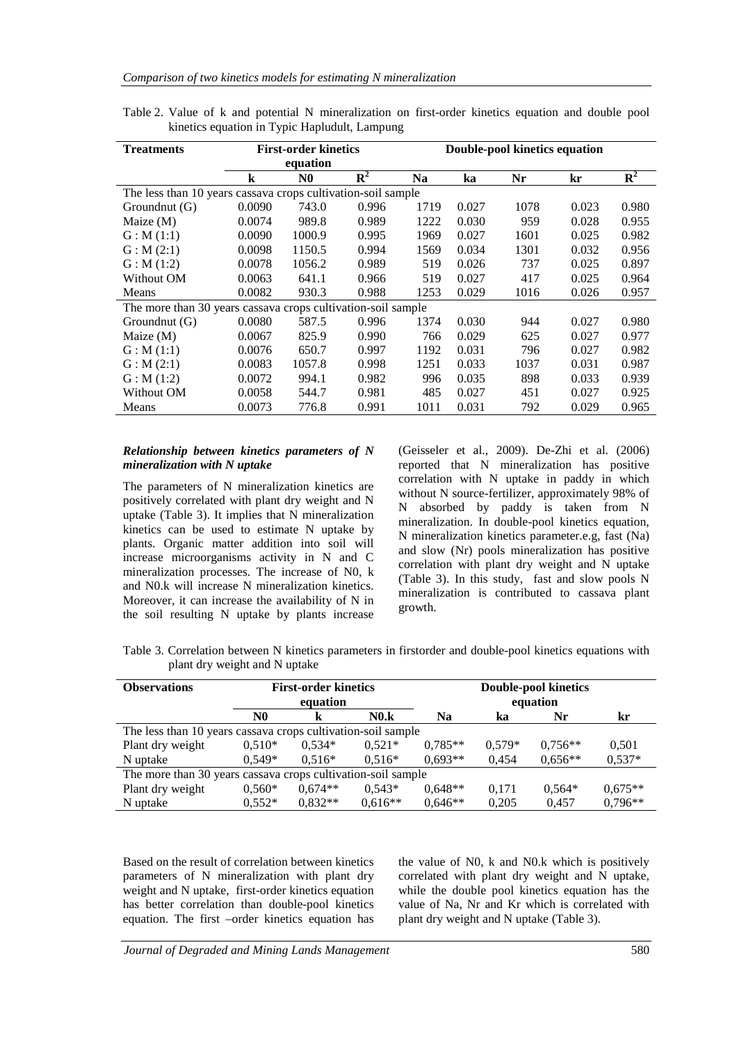Table 2. Value of k and potential N mineralization on first-order kinetics equation and double pool kinetics equation in Typic Hapludult, Lampung

| Treatments | First-order kinetics equation | | | Double-pool kinetics equation | | | | |
|---|---|---|---|---|---|---|---|---|
| | k | N0 | $R^2$ | Na | ka | Nr | kr | $R^2$ |
| The less than 10 years cassava crops cultivation-soil sample | | | | | | | | |
| Groundnut (G) | 0.0090 | 743.0 | 0.996 | 1719 | 0.027 | 1078 | 0.023 | 0.980 |
| Maize (M) | 0.0074 | 989.8 | 0.989 | 1222 | 0.030 | 959 | 0.028 | 0.955 |
| G : M (1:1) | 0.0090 | 1000.9 | 0.995 | 1969 | 0.027 | 1601 | 0.025 | 0.982 |
| G : M (2:1) | 0.0098 | 1150.5 | 0.994 | 1569 | 0.034 | 1301 | 0.032 | 0.956 |
| G : M (1:2) | 0.0078 | 1056.2 | 0.989 | 519 | 0.026 | 737 | 0.025 | 0.897 |
| Without OM | 0.0063 | 641.1 | 0.966 | 519 | 0.027 | 417 | 0.025 | 0.964 |
| Means | 0.0082 | 930.3 | 0.988 | 1253 | 0.029 | 1016 | 0.026 | 0.957 |
| The more than 30 years cassava crops cultivation-soil sample | | | | | | | | |
| Groundnut (G) | 0.0080 | 587.5 | 0.996 | 1374 | 0.030 | 944 | 0.027 | 0.980 |
| Maize (M) | 0.0067 | 825.9 | 0.990 | 766 | 0.029 | 625 | 0.027 | 0.977 |
| G : M (1:1) | 0.0076 | 650.7 | 0.997 | 1192 | 0.031 | 796 | 0.027 | 0.982 |
| G : M (2:1) | 0.0083 | 1057.8 | 0.998 | 1251 | 0.033 | 1037 | 0.031 | 0.987 |
| G : M (1:2) | 0.0072 | 994.1 | 0.982 | 996 | 0.035 | 898 | 0.033 | 0.939 |
| Without OM | 0.0058 | 544.7 | 0.981 | 485 | 0.027 | 451 | 0.027 | 0.925 |
| Means | 0.0073 | 776.8 | 0.991 | 1011 | 0.031 | 792 | 0.029 | 0.965 |

### *Relationship between kinetics parameters of N mineralization with N uptake*

The parameters of N mineralization kinetics are positively correlated with plant dry weight and N uptake (Table 3). It implies that N mineralization kinetics can be used to estimate N uptake by plants. Organic matter addition into soil will increase microorganisms activity in N and C mineralization processes. The increase of N0, k and N0.k will increase N mineralization kinetics. Moreover, it can increase the availability of N in the soil resulting N uptake by plants increase (Geisseler et al., 2009). De-Zhi et al. (2006) reported that N mineralization has positive correlation with N uptake in paddy in which without N source-fertilizer, approximately 98% of N absorbed by paddy is taken from N mineralization. In double-pool kinetics equation, N mineralization kinetics parameter.e.g, fast (Na) and slow (Nr) pools mineralization has positive correlation with plant dry weight and N uptake (Table 3). In this study, fast and slow pools N mineralization is contributed to cassava plant growth.

Table 3. Correlation between N kinetics parameters in firstorder and double-pool kinetics equations with plant dry weight and N uptake

| Observations | First-order kinetics equation | | | Double-pool kinetics equation | | | |
|---|---|---|---|---|---|---|---|
| | N0 | k | N0.k | Na | ka | Nr | kr |
| The less than 10 years cassava crops cultivation-soil sample | | | | | | | |
| Plant dry weight | 0,510* | 0,534* | 0,521* | 0,785** | 0,579* | 0,756** | 0,501 |
| N uptake | 0,549* | 0,516* | 0,516* | 0,693** | 0,454 | 0,656** | 0,537* |
| The more than 30 years cassava crops cultivation-soil sample | | | | | | | |
| Plant dry weight | 0,560* | 0,674** | 0,543* | 0,648** | 0,171 | 0,564* | 0,675** |
| N uptake | 0,552* | 0,832** | 0,616** | 0,646** | 0,205 | 0,457 | 0,796** |

Based on the result of correlation between kinetics parameters of N mineralization with plant dry weight and N uptake, first-order kinetics equation has better correlation than double-pool kinetics equation. The first –order kinetics equation has the value of N0, k and N0.k which is positively correlated with plant dry weight and N uptake, while the double pool kinetics equation has the value of Na, Nr and Kr which is correlated with plant dry weight and N uptake (Table 3).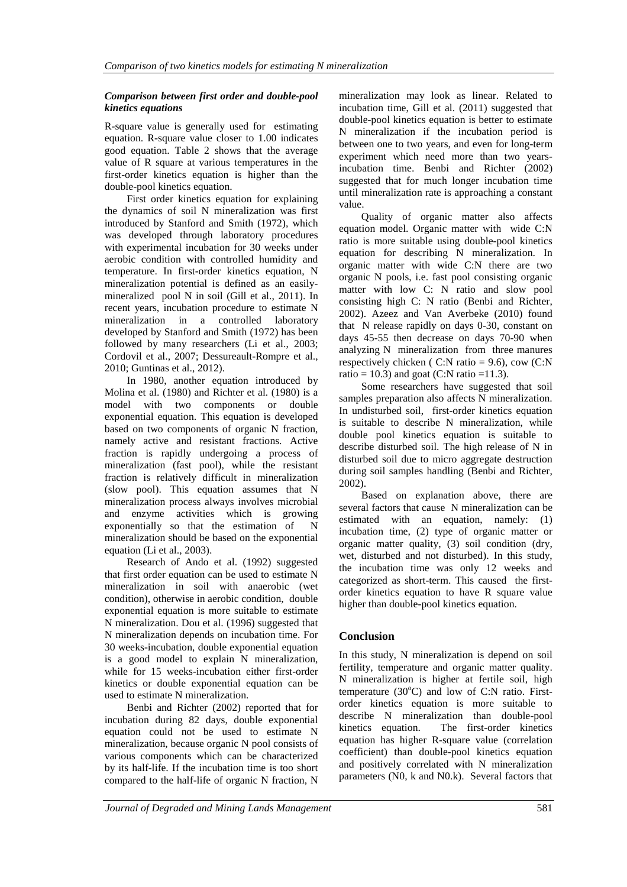### *Comparison between first order and double-pool kinetics equations*

R-square value is generally used for estimating equation. R-square value closer to 1.00 indicates good equation. Table 2 shows that the average value of R square at various temperatures in the first-order kinetics equation is higher than the double-pool kinetics equation.

First order kinetics equation for explaining the dynamics of soil N mineralization was first introduced by Stanford and Smith (1972), which was developed through laboratory procedures with experimental incubation for 30 weeks under aerobic condition with controlled humidity and temperature. In first-order kinetics equation, N mineralization potential is defined as an easily-mineralized pool N in soil (Gill et al., 2011). In recent years, incubation procedure to estimate N mineralization in a controlled laboratory developed by Stanford and Smith (1972) has been followed by many researchers (Li et al., 2003; Cordovil et al., 2007; Dessureault-Rompre et al., 2010; Guntinas et al., 2012).

In 1980, another equation introduced by Molina et al. (1980) and Richter et al. (1980) is a model with two components or double exponential equation. This equation is developed based on two components of organic N fraction, namely active and resistant fractions. Active fraction is rapidly undergoing a process of mineralization (fast pool), while the resistant fraction is relatively difficult in mineralization (slow pool). This equation assumes that N mineralization process always involves microbial and enzyme activities which is growing exponentially so that the estimation of N mineralization should be based on the exponential equation (Li et al., 2003).

Research of Ando et al. (1992) suggested that first order equation can be used to estimate N mineralization in soil with anaerobic (wet condition), otherwise in aerobic condition, double exponential equation is more suitable to estimate N mineralization. Dou et al. (1996) suggested that N mineralization depends on incubation time. For 30 weeks-incubation, double exponential equation is a good model to explain N mineralization, while for 15 weeks-incubation either first-order kinetics or double exponential equation can be used to estimate N mineralization.

Benbi and Richter (2002) reported that for incubation during 82 days, double exponential equation could not be used to estimate N mineralization, because organic N pool consists of various components which can be characterized by its half-life. If the incubation time is too short compared to the half-life of organic N fraction, N mineralization may look as linear. Related to incubation time, Gill et al. (2011) suggested that double-pool kinetics equation is better to estimate N mineralization if the incubation period is between one to two years, and even for long-term experiment which need more than two years-incubation time. Benbi and Richter (2002) suggested that for much longer incubation time until mineralization rate is approaching a constant value.

Quality of organic matter also affects equation model. Organic matter with wide C:N ratio is more suitable using double-pool kinetics equation for describing N mineralization. In organic matter with wide C:N there are two organic N pools, i.e. fast pool consisting organic matter with low C: N ratio and slow pool consisting high C: N ratio (Benbi and Richter, 2002). Azeez and Van Averbeke (2010) found that N release rapidly on days 0-30, constant on days 45-55 then decrease on days 70-90 when analyzing N mineralization from three manures respectively chicken ( C:N ratio = 9.6), cow (C:N ratio = 10.3) and goat (C:N ratio =11.3).

Some researchers have suggested that soil samples preparation also affects N mineralization. In undisturbed soil, first-order kinetics equation is suitable to describe N mineralization, while double pool kinetics equation is suitable to describe disturbed soil. The high release of N in disturbed soil due to micro aggregate destruction during soil samples handling (Benbi and Richter, 2002).

Based on explanation above, there are several factors that cause N mineralization can be estimated with an equation, namely: (1) incubation time, (2) type of organic matter or organic matter quality, (3) soil condition (dry, wet, disturbed and not disturbed). In this study, the incubation time was only 12 weeks and categorized as short-term. This caused the first-order kinetics equation to have R square value higher than double-pool kinetics equation.

## Conclusion

In this study, N mineralization is depend on soil fertility, temperature and organic matter quality. N mineralization is higher at fertile soil, high temperature (30°C) and low of C:N ratio. First-order kinetics equation is more suitable to describe N mineralization than double-pool kinetics equation. The first-order kinetics equation has higher R-square value (correlation coefficient) than double-pool kinetics equation and positively correlated with N mineralization parameters ($N_0$, k and $N_0$.k). Several factors that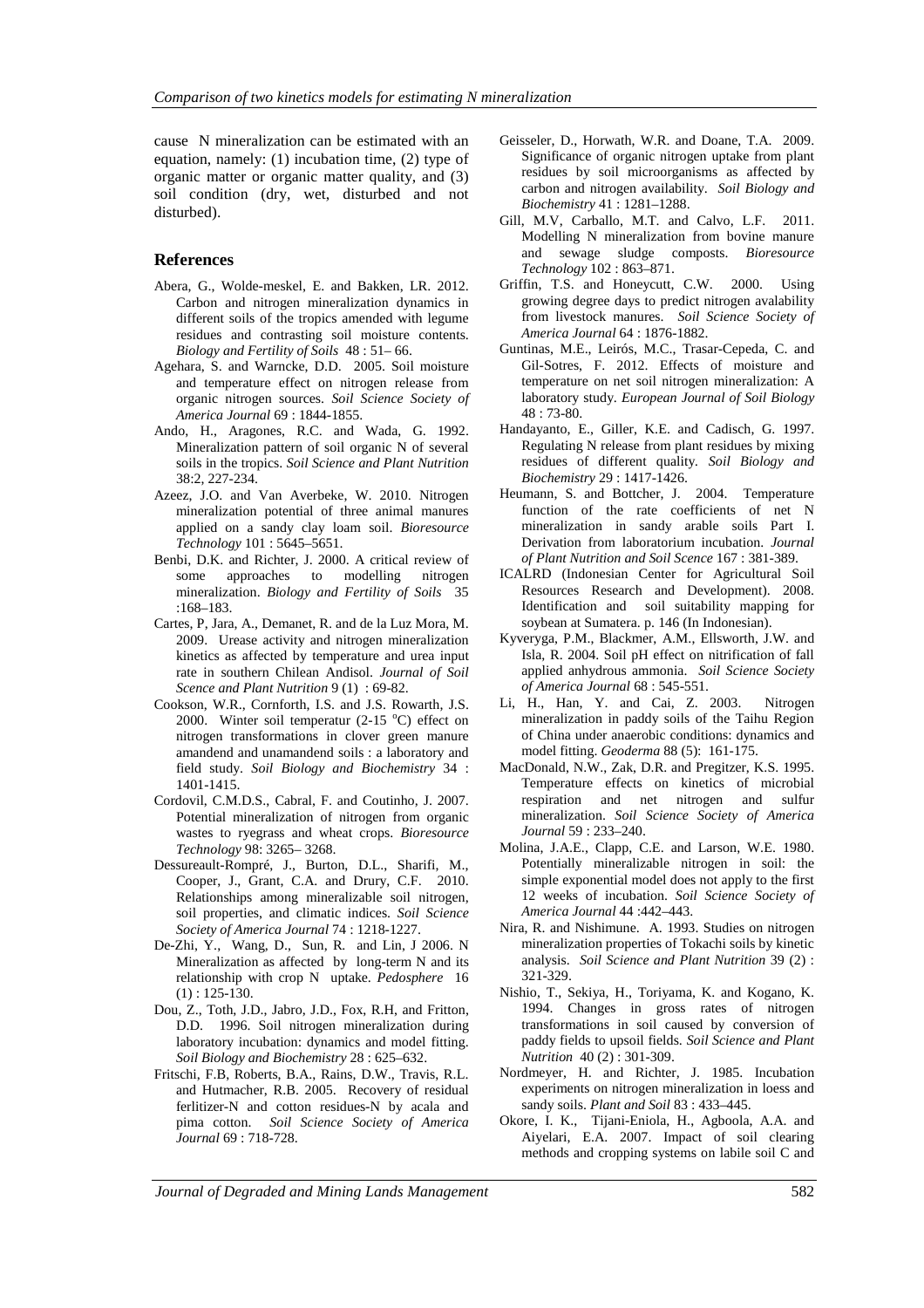cause N mineralization can be estimated with an equation, namely: (1) incubation time, (2) type of organic matter or organic matter quality, and (3) soil condition (dry, wet, disturbed and not disturbed).

## References

Abera, G., Wolde-meskel, E. and Bakken, LR. 2012. Carbon and nitrogen mineralization dynamics in different soils of the tropics amended with legume residues and contrasting soil moisture contents. *Biology and Fertility of Soils* 48 : 51– 66.

Agehara, S. and Warncke, D.D. 2005. Soil moisture and temperature effect on nitrogen release from organic nitrogen sources. *Soil Science Society of America Journal* 69 : 1844-1855.

Ando, H., Aragones, R.C. and Wada, G. 1992. Mineralization pattern of soil organic N of several soils in the tropics. *Soil Science and Plant Nutrition* 38:2, 227-234.

Azeez, J.O. and Van Averbeke, W. 2010. Nitrogen mineralization potential of three animal manures applied on a sandy clay loam soil. *Bioresource Technology* 101 : 5645–5651.

Benbi, D.K. and Richter, J. 2000. A critical review of some approaches to modelling nitrogen mineralization. *Biology and Fertility of Soils* 35 :168–183.

Cartes, P, Jara, A., Demanet, R. and de la Luz Mora, M. 2009. Urease activity and nitrogen mineralization kinetics as affected by temperature and urea input rate in southern Chilean Andisol. *Journal of Soil Scence and Plant Nutrition* 9 (1) : 69-82.

Cookson, W.R., Cornforth, I.S. and J.S. Rowarth, J.S. 2000. Winter soil temperatur (2-15 °C) effect on nitrogen transformations in clover green manure amandend and unamandend soils : a laboratory and field study. *Soil Biology and Biochemistry* 34 : 1401-1415.

Cordovil, C.M.D.S., Cabral, F. and Coutinho, J. 2007. Potential mineralization of nitrogen from organic wastes to ryegrass and wheat crops. *Bioresource Technology* 98: 3265– 3268.

Dessureault-Rompré, J., Burton, D.L., Sharifi, M., Cooper, J., Grant, C.A. and Drury, C.F. 2010. Relationships among mineralizable soil nitrogen, soil properties, and climatic indices. *Soil Science Society of America Journal* 74 : 1218-1227.

De-Zhi, Y., Wang, D., Sun, R. and Lin, J 2006. N Mineralization as affected by long-term N and its relationship with crop N uptake. *Pedosphere* 16 (1) : 125-130.

Dou, Z., Toth, J.D., Jabro, J.D., Fox, R.H, and Fritton, D.D. 1996. Soil nitrogen mineralization during laboratory incubation: dynamics and model fitting. *Soil Biology and Biochemistry* 28 : 625–632.

Fritschi, F.B, Roberts, B.A., Rains, D.W., Travis, R.L. and Hutmacher, R.B. 2005. Recovery of residual ferlitizer-N and cotton residues-N by acala and pima cotton. *Soil Science Society of America Journal* 69 : 718-728.

Geisseler, D., Horwath, W.R. and Doane, T.A. 2009. Significance of organic nitrogen uptake from plant residues by soil microorganisms as affected by carbon and nitrogen availability. *Soil Biology and Biochemistry* 41 : 1281–1288.

Gill, M.V, Carballo, M.T. and Calvo, L.F. 2011. Modelling N mineralization from bovine manure and sewage sludge composts. *Bioresource Technology* 102 : 863–871.

Griffin, T.S. and Honeycutt, C.W. 2000. Using growing degree days to predict nitrogen avalability from livestock manures. *Soil Science Society of America Journal* 64 : 1876-1882.

Guntinas, M.E., Leirós, M.C., Trasar-Cepeda, C. and Gil-Sotres, F. 2012. Effects of moisture and temperature on net soil nitrogen mineralization: A laboratory study. *European Journal of Soil Biology* 48 : 73-80.

Handayanto, E., Giller, K.E. and Cadisch, G. 1997. Regulating N release from plant residues by mixing residues of different quality. *Soil Biology and Biochemistry* 29 : 1417-1426.

Heumann, S. and Bottcher, J. 2004. Temperature function of the rate coefficients of net N mineralization in sandy arable soils Part I. Derivation from laboratorium incubation. *Journal of Plant Nutrition and Soil Scence* 167 : 381-389.

ICALRD (Indonesian Center for Agricultural Soil Resources Research and Development). 2008. Identification and soil suitability mapping for soybean at Sumatera. p. 146 (In Indonesian).

Kyveryga, P.M., Blackmer, A.M., Ellsworth, J.W. and Isla, R. 2004. Soil pH effect on nitrification of fall applied anhydrous ammonia. *Soil Science Society of America Journal* 68 : 545-551.

Li, H., Han, Y. and Cai, Z. 2003. Nitrogen mineralization in paddy soils of the Taihu Region of China under anaerobic conditions: dynamics and model fitting. *Geoderma* 88 (5): 161-175.

MacDonald, N.W., Zak, D.R. and Pregitzer, K.S. 1995. Temperature effects on kinetics of microbial respiration and net nitrogen and sulfur mineralization. *Soil Science Society of America Journal* 59 : 233–240.

Molina, J.A.E., Clapp, C.E. and Larson, W.E. 1980. Potentially mineralizable nitrogen in soil: the simple exponential model does not apply to the first 12 weeks of incubation. *Soil Science Society of America Journal* 44 :442–443.

Nira, R. and Nishimune. A. 1993. Studies on nitrogen mineralization properties of Tokachi soils by kinetic analysis. *Soil Science and Plant Nutrition* 39 (2) : 321-329.

Nishio, T., Sekiya, H., Toriyama, K. and Kogano, K. 1994. Changes in gross rates of nitrogen transformations in soil caused by conversion of paddy fields to upsoil fields. *Soil Science and Plant Nutrition* 40 (2) : 301-309.

Nordmeyer, H. and Richter, J. 1985. Incubation experiments on nitrogen mineralization in loess and sandy soils. *Plant and Soil* 83 : 433–445.

Okore, I. K., Tijani-Eniola, H., Agboola, A.A. and Aiyelari, E.A. 2007. Impact of soil clearing methods and cropping systems on labile soil C and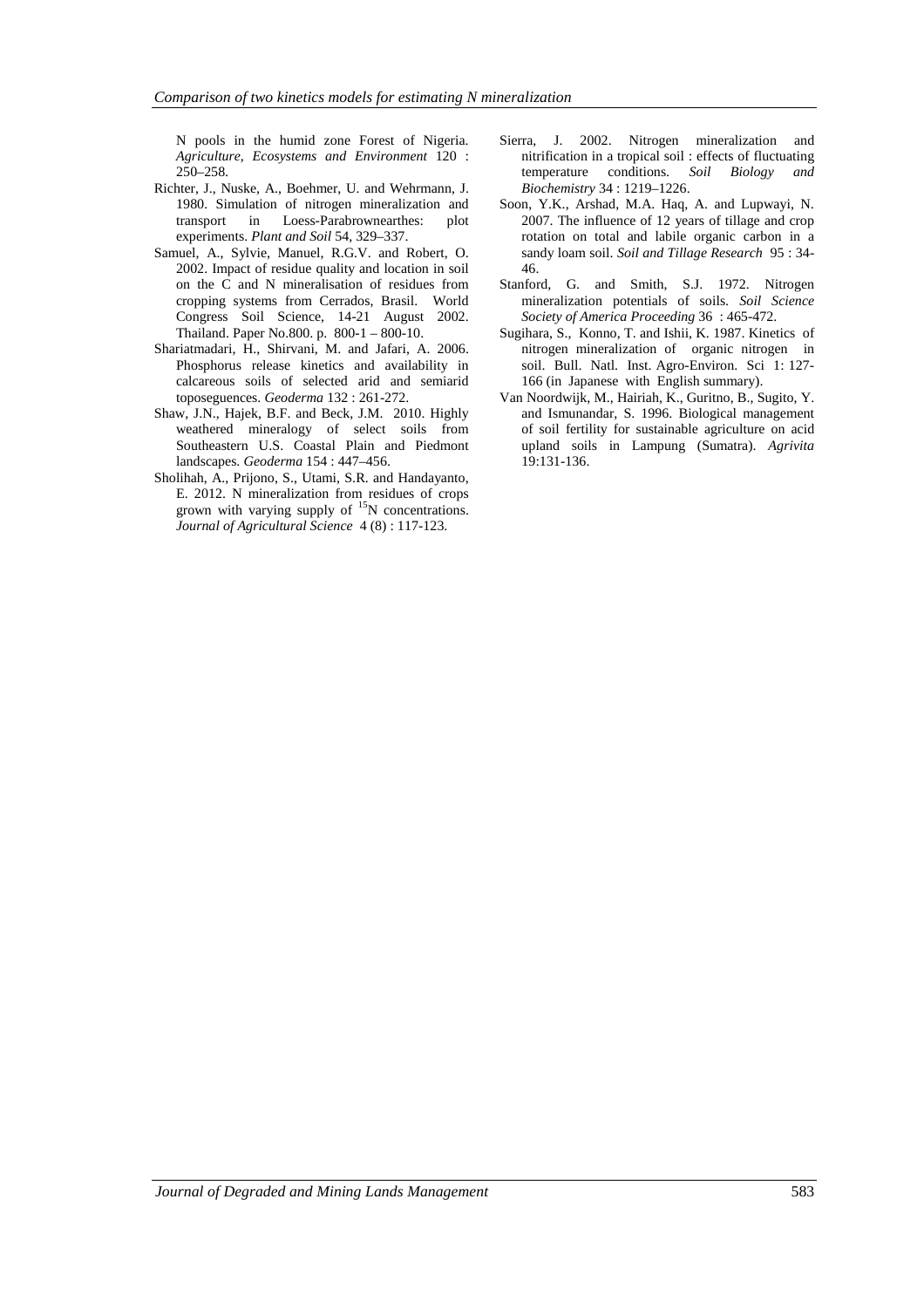N pools in the humid zone Forest of Nigeria. *Agriculture, Ecosystems and Environment* 120 : 250–258.

Richter, J., Nuske, A., Boehmer, U. and Wehrmann, J. 1980. Simulation of nitrogen mineralization and transport in Loess-Parabrownearthes: plot experiments. *Plant and Soil* 54, 329–337.

Samuel, A., Sylvie, Manuel, R.G.V. and Robert, O. 2002. Impact of residue quality and location in soil on the C and N mineralisation of residues from cropping systems from Cerrados, Brasil. World Congress Soil Science, 14-21 August 2002. Thailand. Paper No.800. p. 800-1 – 800-10.

Shariatmadari, H., Shirvani, M. and Jafari, A. 2006. Phosphorus release kinetics and availability in calcareous soils of selected arid and semiarid toposeguences. *Geoderma* 132 : 261-272.

Shaw, J.N., Hajek, B.F. and Beck, J.M. 2010. Highly weathered mineralogy of select soils from Southeastern U.S. Coastal Plain and Piedmont landscapes. *Geoderma* 154 : 447–456.

Sholihah, A., Prijono, S., Utami, S.R. and Handayanto, E. 2012. N mineralization from residues of crops grown with varying supply of $^{15}N$ concentrations. *Journal of Agricultural Science* 4 (8) : 117-123.

Sierra, J. 2002. Nitrogen mineralization and nitrification in a tropical soil : effects of fluctuating temperature conditions. *Soil Biology and Biochemistry* 34 : 1219–1226.

Soon, Y.K., Arshad, M.A. Haq, A. and Lupwayi, N. 2007. The influence of 12 years of tillage and crop rotation on total and labile organic carbon in a sandy loam soil. *Soil and Tillage Research* 95 : 34-46.

Stanford, G. and Smith, S.J. 1972. Nitrogen mineralization potentials of soils. *Soil Science Society of America Proceeding* 36 : 465-472.

Sugihara, S., Konno, T. and Ishii, K. 1987. Kinetics of nitrogen mineralization of organic nitrogen in soil. Bull. Natl. Inst. Agro-Environ. Sci 1: 127-166 (in Japanese with English summary).

Van Noordwijk, M., Hairiah, K., Guritno, B., Sugito, Y. and Ismunandar, S. 1996. Biological management of soil fertility for sustainable agriculture on acid upland soils in Lampung (Sumatra). *Agrivita* 19:131-136.